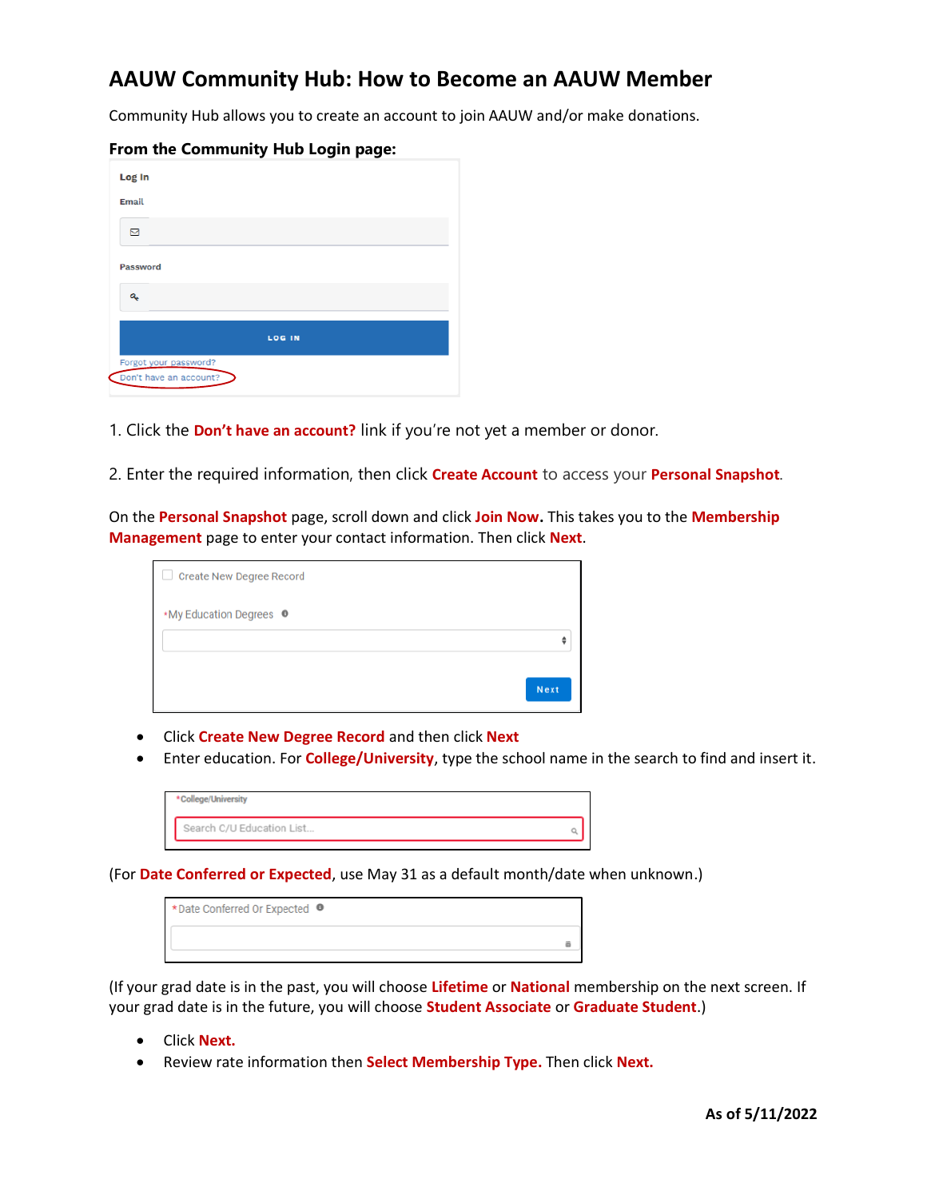# AAUW Community Hub: How to Become an AAUW Member

Community Hub allows you to create an account to join AAUW and/or make donations.

**From the Community Hub Login page:**

Log In

Email

Password

LOG IN

Forgot your password?

Don't have an account?

1. Click the **Don't have an account?** link if you're not yet a member or donor.

2. Enter the required information, then click **Create Account** to access your **Personal Snapshot**.

On the **Personal Snapshot** page, scroll down and click **Join Now.** This takes you to the **Membership Management** page to enter your contact information. Then click **Next**.

Create New Degree Record

*My Education Degrees

Next

- Click **Create New Degree Record** and then click **Next**
- Enter education. For **College/University**, type the school name in the search to find and insert it.

*College/University

Search C/U Education List...

(For **Date Conferred or Expected**, use May 31 as a default month/date when unknown.)

*Date Conferred Or Expected

(If your grad date is in the past, you will choose **Lifetime** or **National** membership on the next screen. If your grad date is in the future, you will choose **Student Associate** or **Graduate Student**.)

- Click **Next.**
- Review rate information then **Select Membership Type.** Then click **Next.**

**As of 5/11/2022**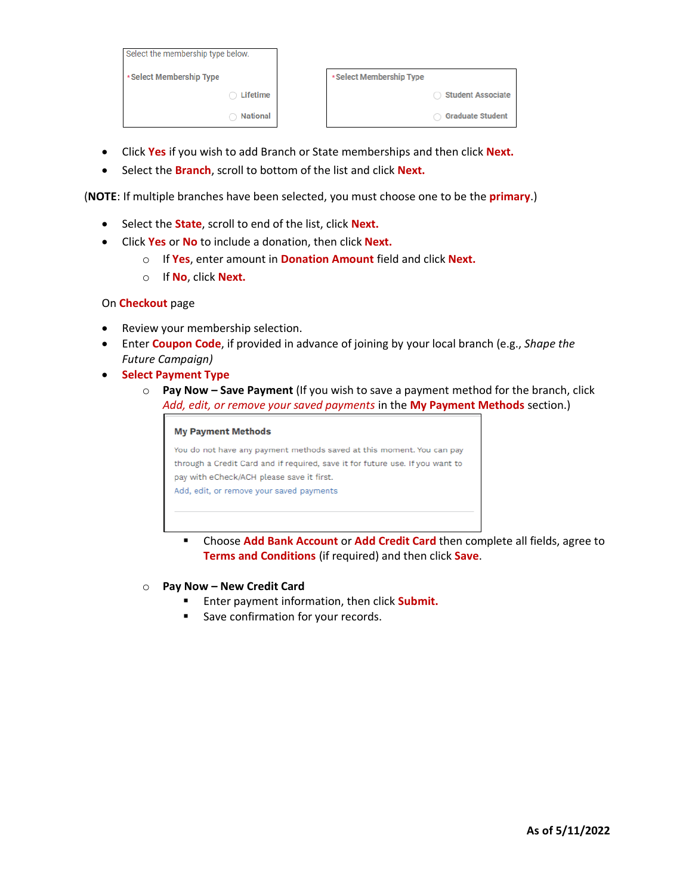Select the membership type below.

*Select Membership Type

Lifetime

National

*Select Membership Type

Student Associate

Graduate Student

- Click **Yes** if you wish to add Branch or State memberships and then click **Next.**
- Select the **Branch**, scroll to bottom of the list and click **Next.**

(**NOTE**: If multiple branches have been selected, you must choose one to be the **primary**.)

- Select the **State**, scroll to end of the list, click **Next.**
- Click **Yes** or **No** to include a donation, then click **Next.**
  - If **Yes**, enter amount in **Donation Amount** field and click **Next.**
  - If **No**, click **Next.**

On **Checkout** page

- Review your membership selection.
- Enter **Coupon Code**, if provided in advance of joining by your local branch (e.g., *Shape the Future Campaign)*
- **Select Payment Type**
  - **Pay Now – Save Payment** (If you wish to save a payment method for the branch, click *Add, edit, or remove your saved payments* in the **My Payment Methods** section.)

    **My Payment Methods**

    You do not have any payment methods saved at this moment. You can pay through a Credit Card and if required, save it for future use. If you want to pay with eCheck/ACH please save it first.

    Add, edit, or remove your saved payments

    - Choose **Add Bank Account** or **Add Credit Card** then complete all fields, agree to **Terms and Conditions** (if required) and then click **Save**.
  - **Pay Now – New Credit Card**
    - Enter payment information, then click **Submit.**
    - Save confirmation for your records.

**As of 5/11/2022**